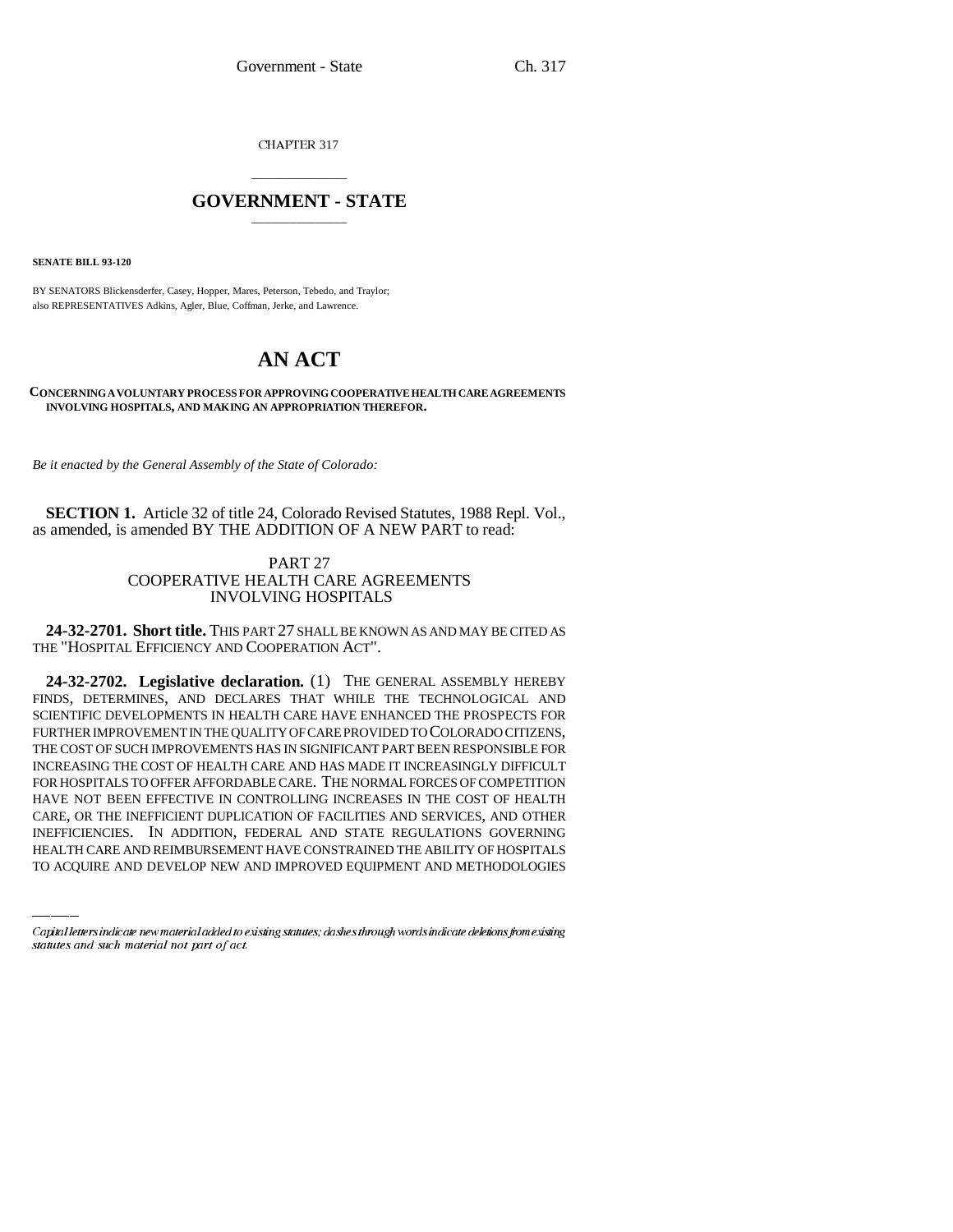CHAPTER 317

# GOVERNMENT - STATE

**SENATE BILL 93-120**

BY SENATORS Blickensderfer, Casey, Hopper, Mares, Peterson, Tebedo, and Traylor;
also REPRESENTATIVES Adkins, Agler, Blue, Coffman, Jerke, and Lawrence.

# AN ACT

**CONCERNING A VOLUNTARY PROCESS FOR APPROVING COOPERATIVE HEALTH CARE AGREEMENTS INVOLVING HOSPITALS, AND MAKING AN APPROPRIATION THEREFOR.**

*Be it enacted by the General Assembly of the State of Colorado:*

**SECTION 1.** Article 32 of title 24, Colorado Revised Statutes, 1988 Repl. Vol., as amended, is amended BY THE ADDITION OF A NEW PART to read:

PART 27
COOPERATIVE HEALTH CARE AGREEMENTS
INVOLVING HOSPITALS

**24-32-2701. Short title.** THIS PART 27 SHALL BE KNOWN AS AND MAY BE CITED AS THE "HOSPITAL EFFICIENCY AND COOPERATION ACT".

**24-32-2702. Legislative declaration.** (1) THE GENERAL ASSEMBLY HEREBY FINDS, DETERMINES, AND DECLARES THAT WHILE THE TECHNOLOGICAL AND SCIENTIFIC DEVELOPMENTS IN HEALTH CARE HAVE ENHANCED THE PROSPECTS FOR FURTHER IMPROVEMENT IN THE QUALITY OF CARE PROVIDED TO COLORADO CITIZENS, THE COST OF SUCH IMPROVEMENTS HAS IN SIGNIFICANT PART BEEN RESPONSIBLE FOR INCREASING THE COST OF HEALTH CARE AND HAS MADE IT INCREASINGLY DIFFICULT FOR HOSPITALS TO OFFER AFFORDABLE CARE. THE NORMAL FORCES OF COMPETITION HAVE NOT BEEN EFFECTIVE IN CONTROLLING INCREASES IN THE COST OF HEALTH CARE, OR THE INEFFICIENT DUPLICATION OF FACILITIES AND SERVICES, AND OTHER INEFFICIENCIES. IN ADDITION, FEDERAL AND STATE REGULATIONS GOVERNING HEALTH CARE AND REIMBURSEMENT HAVE CONSTRAINED THE ABILITY OF HOSPITALS TO ACQUIRE AND DEVELOP NEW AND IMPROVED EQUIPMENT AND METHODOLOGIES

Capital letters indicate new material added to existing statutes; dashes through words indicate deletions from existing statutes and such material not part of act.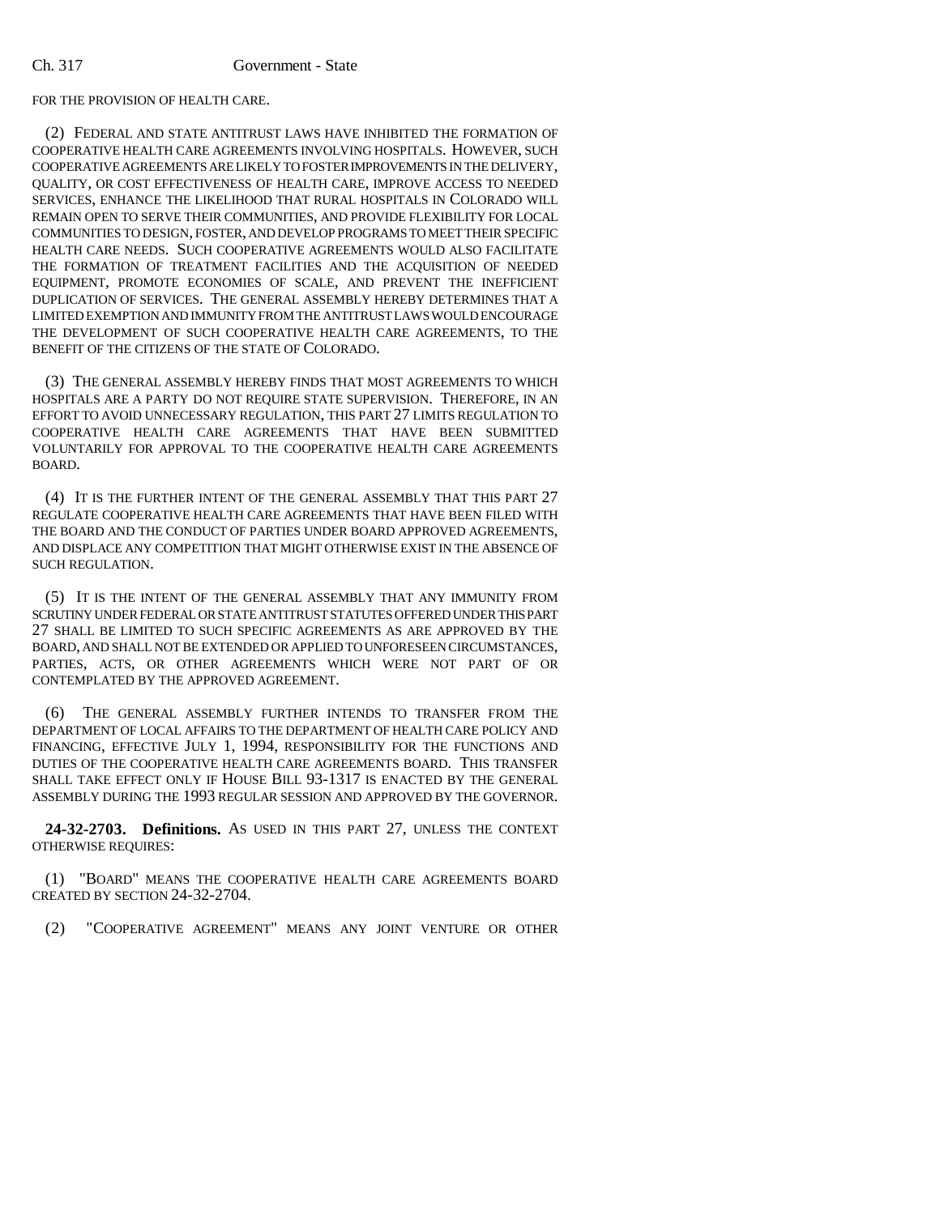FOR THE PROVISION OF HEALTH CARE.

(2) FEDERAL AND STATE ANTITRUST LAWS HAVE INHIBITED THE FORMATION OF COOPERATIVE HEALTH CARE AGREEMENTS INVOLVING HOSPITALS. HOWEVER, SUCH COOPERATIVE AGREEMENTS ARE LIKELY TO FOSTER IMPROVEMENTS IN THE DELIVERY, QUALITY, OR COST EFFECTIVENESS OF HEALTH CARE, IMPROVE ACCESS TO NEEDED SERVICES, ENHANCE THE LIKELIHOOD THAT RURAL HOSPITALS IN COLORADO WILL REMAIN OPEN TO SERVE THEIR COMMUNITIES, AND PROVIDE FLEXIBILITY FOR LOCAL COMMUNITIES TO DESIGN, FOSTER, AND DEVELOP PROGRAMS TO MEET THEIR SPECIFIC HEALTH CARE NEEDS. SUCH COOPERATIVE AGREEMENTS WOULD ALSO FACILITATE THE FORMATION OF TREATMENT FACILITIES AND THE ACQUISITION OF NEEDED EQUIPMENT, PROMOTE ECONOMIES OF SCALE, AND PREVENT THE INEFFICIENT DUPLICATION OF SERVICES. THE GENERAL ASSEMBLY HEREBY DETERMINES THAT A LIMITED EXEMPTION AND IMMUNITY FROM THE ANTITRUST LAWS WOULD ENCOURAGE THE DEVELOPMENT OF SUCH COOPERATIVE HEALTH CARE AGREEMENTS, TO THE BENEFIT OF THE CITIZENS OF THE STATE OF COLORADO.

(3) THE GENERAL ASSEMBLY HEREBY FINDS THAT MOST AGREEMENTS TO WHICH HOSPITALS ARE A PARTY DO NOT REQUIRE STATE SUPERVISION. THEREFORE, IN AN EFFORT TO AVOID UNNECESSARY REGULATION, THIS PART 27 LIMITS REGULATION TO COOPERATIVE HEALTH CARE AGREEMENTS THAT HAVE BEEN SUBMITTED VOLUNTARILY FOR APPROVAL TO THE COOPERATIVE HEALTH CARE AGREEMENTS BOARD.

(4) IT IS THE FURTHER INTENT OF THE GENERAL ASSEMBLY THAT THIS PART 27 REGULATE COOPERATIVE HEALTH CARE AGREEMENTS THAT HAVE BEEN FILED WITH THE BOARD AND THE CONDUCT OF PARTIES UNDER BOARD APPROVED AGREEMENTS, AND DISPLACE ANY COMPETITION THAT MIGHT OTHERWISE EXIST IN THE ABSENCE OF SUCH REGULATION.

(5) IT IS THE INTENT OF THE GENERAL ASSEMBLY THAT ANY IMMUNITY FROM SCRUTINY UNDER FEDERAL OR STATE ANTITRUST STATUTES OFFERED UNDER THIS PART 27 SHALL BE LIMITED TO SUCH SPECIFIC AGREEMENTS AS ARE APPROVED BY THE BOARD, AND SHALL NOT BE EXTENDED OR APPLIED TO UNFORESEEN CIRCUMSTANCES, PARTIES, ACTS, OR OTHER AGREEMENTS WHICH WERE NOT PART OF OR CONTEMPLATED BY THE APPROVED AGREEMENT.

(6) THE GENERAL ASSEMBLY FURTHER INTENDS TO TRANSFER FROM THE DEPARTMENT OF LOCAL AFFAIRS TO THE DEPARTMENT OF HEALTH CARE POLICY AND FINANCING, EFFECTIVE JULY 1, 1994, RESPONSIBILITY FOR THE FUNCTIONS AND DUTIES OF THE COOPERATIVE HEALTH CARE AGREEMENTS BOARD. THIS TRANSFER SHALL TAKE EFFECT ONLY IF HOUSE BILL 93-1317 IS ENACTED BY THE GENERAL ASSEMBLY DURING THE 1993 REGULAR SESSION AND APPROVED BY THE GOVERNOR.

**24-32-2703. Definitions.** AS USED IN THIS PART 27, UNLESS THE CONTEXT OTHERWISE REQUIRES:

(1) "BOARD" MEANS THE COOPERATIVE HEALTH CARE AGREEMENTS BOARD CREATED BY SECTION 24-32-2704.

(2) "COOPERATIVE AGREEMENT" MEANS ANY JOINT VENTURE OR OTHER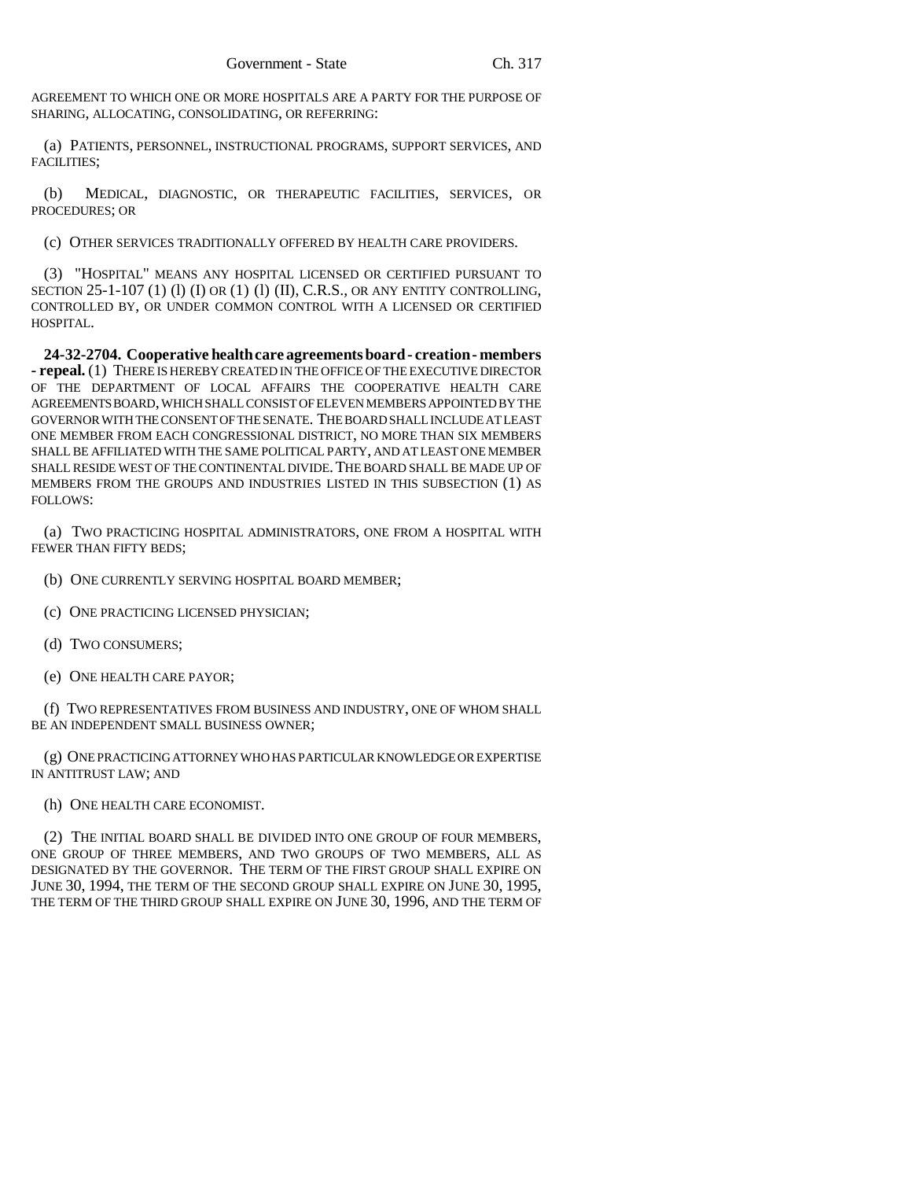AGREEMENT TO WHICH ONE OR MORE HOSPITALS ARE A PARTY FOR THE PURPOSE OF SHARING, ALLOCATING, CONSOLIDATING, OR REFERRING:

(a) PATIENTS, PERSONNEL, INSTRUCTIONAL PROGRAMS, SUPPORT SERVICES, AND FACILITIES;

(b) MEDICAL, DIAGNOSTIC, OR THERAPEUTIC FACILITIES, SERVICES, OR PROCEDURES; OR

(c) OTHER SERVICES TRADITIONALLY OFFERED BY HEALTH CARE PROVIDERS.

(3) "HOSPITAL" MEANS ANY HOSPITAL LICENSED OR CERTIFIED PURSUANT TO SECTION 25-1-107 (1) (l) (I) OR (1) (l) (II), C.R.S., OR ANY ENTITY CONTROLLING, CONTROLLED BY, OR UNDER COMMON CONTROL WITH A LICENSED OR CERTIFIED HOSPITAL.

**24-32-2704. Cooperative health care agreements board - creation - members - repeal.** (1) THERE IS HEREBY CREATED IN THE OFFICE OF THE EXECUTIVE DIRECTOR OF THE DEPARTMENT OF LOCAL AFFAIRS THE COOPERATIVE HEALTH CARE AGREEMENTS BOARD, WHICH SHALL CONSIST OF ELEVEN MEMBERS APPOINTED BY THE GOVERNOR WITH THE CONSENT OF THE SENATE. THE BOARD SHALL INCLUDE AT LEAST ONE MEMBER FROM EACH CONGRESSIONAL DISTRICT, NO MORE THAN SIX MEMBERS SHALL BE AFFILIATED WITH THE SAME POLITICAL PARTY, AND AT LEAST ONE MEMBER SHALL RESIDE WEST OF THE CONTINENTAL DIVIDE. THE BOARD SHALL BE MADE UP OF MEMBERS FROM THE GROUPS AND INDUSTRIES LISTED IN THIS SUBSECTION (1) AS FOLLOWS:

(a) TWO PRACTICING HOSPITAL ADMINISTRATORS, ONE FROM A HOSPITAL WITH FEWER THAN FIFTY BEDS;

(b) ONE CURRENTLY SERVING HOSPITAL BOARD MEMBER;

(c) ONE PRACTICING LICENSED PHYSICIAN;

(d) TWO CONSUMERS;

(e) ONE HEALTH CARE PAYOR;

(f) TWO REPRESENTATIVES FROM BUSINESS AND INDUSTRY, ONE OF WHOM SHALL BE AN INDEPENDENT SMALL BUSINESS OWNER;

(g) ONE PRACTICING ATTORNEY WHO HAS PARTICULAR KNOWLEDGE OR EXPERTISE IN ANTITRUST LAW; AND

(h) ONE HEALTH CARE ECONOMIST.

(2) THE INITIAL BOARD SHALL BE DIVIDED INTO ONE GROUP OF FOUR MEMBERS, ONE GROUP OF THREE MEMBERS, AND TWO GROUPS OF TWO MEMBERS, ALL AS DESIGNATED BY THE GOVERNOR. THE TERM OF THE FIRST GROUP SHALL EXPIRE ON JUNE 30, 1994, THE TERM OF THE SECOND GROUP SHALL EXPIRE ON JUNE 30, 1995, THE TERM OF THE THIRD GROUP SHALL EXPIRE ON JUNE 30, 1996, AND THE TERM OF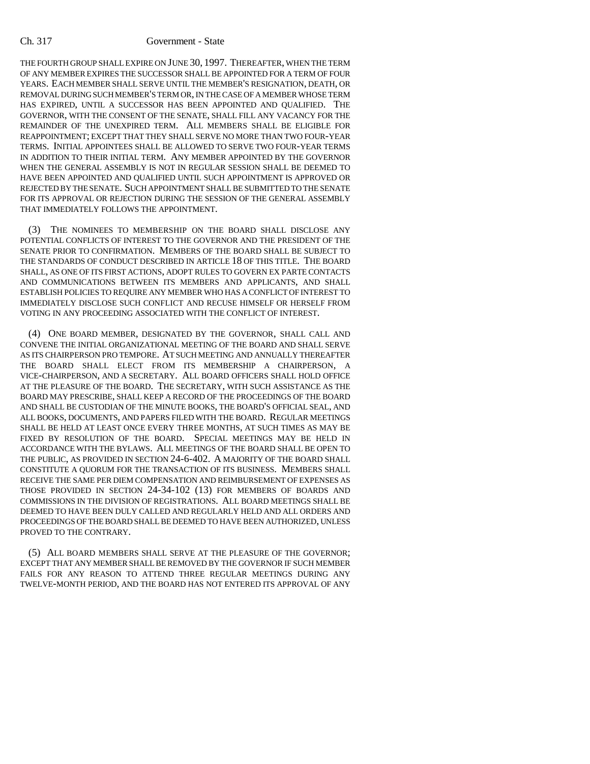THE FOURTH GROUP SHALL EXPIRE ON JUNE 30, 1997. THEREAFTER, WHEN THE TERM OF ANY MEMBER EXPIRES THE SUCCESSOR SHALL BE APPOINTED FOR A TERM OF FOUR YEARS. EACH MEMBER SHALL SERVE UNTIL THE MEMBER'S RESIGNATION, DEATH, OR REMOVAL DURING SUCH MEMBER'S TERM OR, IN THE CASE OF A MEMBER WHOSE TERM HAS EXPIRED, UNTIL A SUCCESSOR HAS BEEN APPOINTED AND QUALIFIED. THE GOVERNOR, WITH THE CONSENT OF THE SENATE, SHALL FILL ANY VACANCY FOR THE REMAINDER OF THE UNEXPIRED TERM. ALL MEMBERS SHALL BE ELIGIBLE FOR REAPPOINTMENT; EXCEPT THAT THEY SHALL SERVE NO MORE THAN TWO FOUR-YEAR TERMS. INITIAL APPOINTEES SHALL BE ALLOWED TO SERVE TWO FOUR-YEAR TERMS IN ADDITION TO THEIR INITIAL TERM. ANY MEMBER APPOINTED BY THE GOVERNOR WHEN THE GENERAL ASSEMBLY IS NOT IN REGULAR SESSION SHALL BE DEEMED TO HAVE BEEN APPOINTED AND QUALIFIED UNTIL SUCH APPOINTMENT IS APPROVED OR REJECTED BY THE SENATE. SUCH APPOINTMENT SHALL BE SUBMITTED TO THE SENATE FOR ITS APPROVAL OR REJECTION DURING THE SESSION OF THE GENERAL ASSEMBLY THAT IMMEDIATELY FOLLOWS THE APPOINTMENT.

(3) THE NOMINEES TO MEMBERSHIP ON THE BOARD SHALL DISCLOSE ANY POTENTIAL CONFLICTS OF INTEREST TO THE GOVERNOR AND THE PRESIDENT OF THE SENATE PRIOR TO CONFIRMATION. MEMBERS OF THE BOARD SHALL BE SUBJECT TO THE STANDARDS OF CONDUCT DESCRIBED IN ARTICLE 18 OF THIS TITLE. THE BOARD SHALL, AS ONE OF ITS FIRST ACTIONS, ADOPT RULES TO GOVERN EX PARTE CONTACTS AND COMMUNICATIONS BETWEEN ITS MEMBERS AND APPLICANTS, AND SHALL ESTABLISH POLICIES TO REQUIRE ANY MEMBER WHO HAS A CONFLICT OF INTEREST TO IMMEDIATELY DISCLOSE SUCH CONFLICT AND RECUSE HIMSELF OR HERSELF FROM VOTING IN ANY PROCEEDING ASSOCIATED WITH THE CONFLICT OF INTEREST.

(4) ONE BOARD MEMBER, DESIGNATED BY THE GOVERNOR, SHALL CALL AND CONVENE THE INITIAL ORGANIZATIONAL MEETING OF THE BOARD AND SHALL SERVE AS ITS CHAIRPERSON PRO TEMPORE. AT SUCH MEETING AND ANNUALLY THEREAFTER THE BOARD SHALL ELECT FROM ITS MEMBERSHIP A CHAIRPERSON, A VICE-CHAIRPERSON, AND A SECRETARY. ALL BOARD OFFICERS SHALL HOLD OFFICE AT THE PLEASURE OF THE BOARD. THE SECRETARY, WITH SUCH ASSISTANCE AS THE BOARD MAY PRESCRIBE, SHALL KEEP A RECORD OF THE PROCEEDINGS OF THE BOARD AND SHALL BE CUSTODIAN OF THE MINUTE BOOKS, THE BOARD'S OFFICIAL SEAL, AND ALL BOOKS, DOCUMENTS, AND PAPERS FILED WITH THE BOARD. REGULAR MEETINGS SHALL BE HELD AT LEAST ONCE EVERY THREE MONTHS, AT SUCH TIMES AS MAY BE FIXED BY RESOLUTION OF THE BOARD. SPECIAL MEETINGS MAY BE HELD IN ACCORDANCE WITH THE BYLAWS. ALL MEETINGS OF THE BOARD SHALL BE OPEN TO THE PUBLIC, AS PROVIDED IN SECTION 24-6-402. A MAJORITY OF THE BOARD SHALL CONSTITUTE A QUORUM FOR THE TRANSACTION OF ITS BUSINESS. MEMBERS SHALL RECEIVE THE SAME PER DIEM COMPENSATION AND REIMBURSEMENT OF EXPENSES AS THOSE PROVIDED IN SECTION 24-34-102 (13) FOR MEMBERS OF BOARDS AND COMMISSIONS IN THE DIVISION OF REGISTRATIONS. ALL BOARD MEETINGS SHALL BE DEEMED TO HAVE BEEN DULY CALLED AND REGULARLY HELD AND ALL ORDERS AND PROCEEDINGS OF THE BOARD SHALL BE DEEMED TO HAVE BEEN AUTHORIZED, UNLESS PROVED TO THE CONTRARY.

(5) ALL BOARD MEMBERS SHALL SERVE AT THE PLEASURE OF THE GOVERNOR; EXCEPT THAT ANY MEMBER SHALL BE REMOVED BY THE GOVERNOR IF SUCH MEMBER FAILS FOR ANY REASON TO ATTEND THREE REGULAR MEETINGS DURING ANY TWELVE-MONTH PERIOD, AND THE BOARD HAS NOT ENTERED ITS APPROVAL OF ANY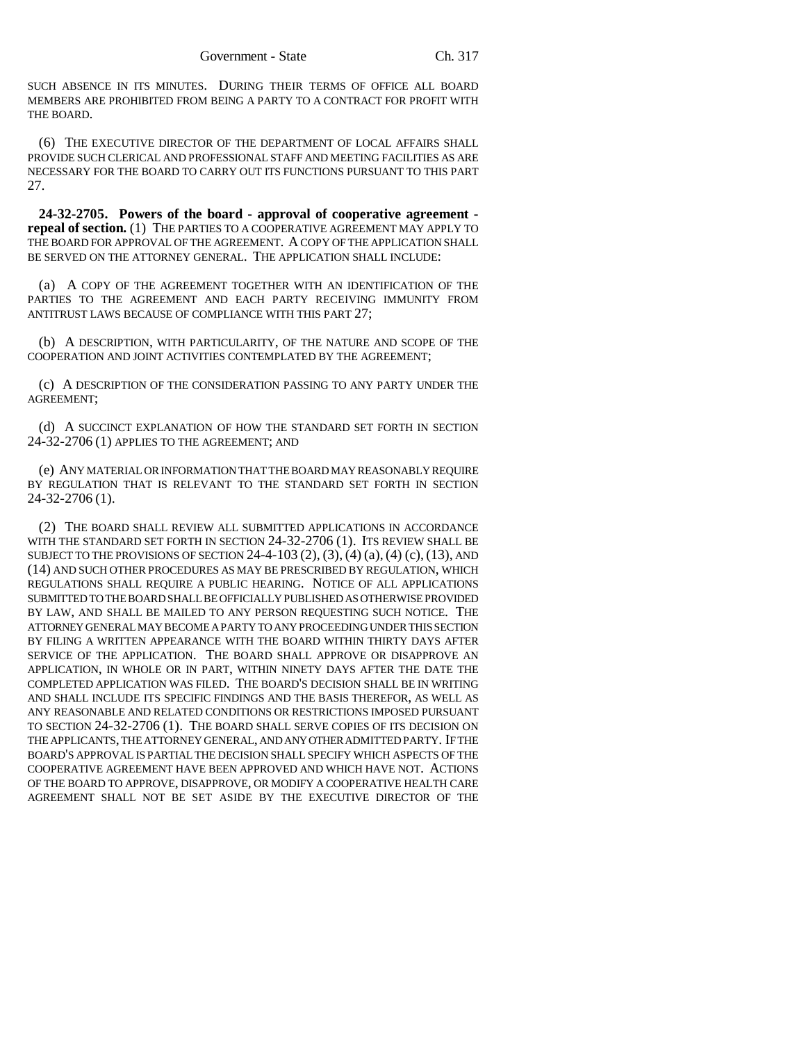SUCH ABSENCE IN ITS MINUTES. DURING THEIR TERMS OF OFFICE ALL BOARD MEMBERS ARE PROHIBITED FROM BEING A PARTY TO A CONTRACT FOR PROFIT WITH THE BOARD.

(6) THE EXECUTIVE DIRECTOR OF THE DEPARTMENT OF LOCAL AFFAIRS SHALL PROVIDE SUCH CLERICAL AND PROFESSIONAL STAFF AND MEETING FACILITIES AS ARE NECESSARY FOR THE BOARD TO CARRY OUT ITS FUNCTIONS PURSUANT TO THIS PART 27.

**24-32-2705. Powers of the board - approval of cooperative agreement - repeal of section.** (1) THE PARTIES TO A COOPERATIVE AGREEMENT MAY APPLY TO THE BOARD FOR APPROVAL OF THE AGREEMENT. A COPY OF THE APPLICATION SHALL BE SERVED ON THE ATTORNEY GENERAL. THE APPLICATION SHALL INCLUDE:

(a) A COPY OF THE AGREEMENT TOGETHER WITH AN IDENTIFICATION OF THE PARTIES TO THE AGREEMENT AND EACH PARTY RECEIVING IMMUNITY FROM ANTITRUST LAWS BECAUSE OF COMPLIANCE WITH THIS PART 27;

(b) A DESCRIPTION, WITH PARTICULARITY, OF THE NATURE AND SCOPE OF THE COOPERATION AND JOINT ACTIVITIES CONTEMPLATED BY THE AGREEMENT;

(c) A DESCRIPTION OF THE CONSIDERATION PASSING TO ANY PARTY UNDER THE AGREEMENT;

(d) A SUCCINCT EXPLANATION OF HOW THE STANDARD SET FORTH IN SECTION 24-32-2706 (1) APPLIES TO THE AGREEMENT; AND

(e) ANY MATERIAL OR INFORMATION THAT THE BOARD MAY REASONABLY REQUIRE BY REGULATION THAT IS RELEVANT TO THE STANDARD SET FORTH IN SECTION 24-32-2706 (1).

(2) THE BOARD SHALL REVIEW ALL SUBMITTED APPLICATIONS IN ACCORDANCE WITH THE STANDARD SET FORTH IN SECTION 24-32-2706 (1). ITS REVIEW SHALL BE SUBJECT TO THE PROVISIONS OF SECTION 24-4-103 (2), (3), (4) (a), (4) (c), (13), AND (14) AND SUCH OTHER PROCEDURES AS MAY BE PRESCRIBED BY REGULATION, WHICH REGULATIONS SHALL REQUIRE A PUBLIC HEARING. NOTICE OF ALL APPLICATIONS SUBMITTED TO THE BOARD SHALL BE OFFICIALLY PUBLISHED AS OTHERWISE PROVIDED BY LAW, AND SHALL BE MAILED TO ANY PERSON REQUESTING SUCH NOTICE. THE ATTORNEY GENERAL MAY BECOME A PARTY TO ANY PROCEEDING UNDER THIS SECTION BY FILING A WRITTEN APPEARANCE WITH THE BOARD WITHIN THIRTY DAYS AFTER SERVICE OF THE APPLICATION. THE BOARD SHALL APPROVE OR DISAPPROVE AN APPLICATION, IN WHOLE OR IN PART, WITHIN NINETY DAYS AFTER THE DATE THE COMPLETED APPLICATION WAS FILED. THE BOARD'S DECISION SHALL BE IN WRITING AND SHALL INCLUDE ITS SPECIFIC FINDINGS AND THE BASIS THEREFOR, AS WELL AS ANY REASONABLE AND RELATED CONDITIONS OR RESTRICTIONS IMPOSED PURSUANT TO SECTION 24-32-2706 (1). THE BOARD SHALL SERVE COPIES OF ITS DECISION ON THE APPLICANTS, THE ATTORNEY GENERAL, AND ANY OTHER ADMITTED PARTY. IF THE BOARD'S APPROVAL IS PARTIAL THE DECISION SHALL SPECIFY WHICH ASPECTS OF THE COOPERATIVE AGREEMENT HAVE BEEN APPROVED AND WHICH HAVE NOT. ACTIONS OF THE BOARD TO APPROVE, DISAPPROVE, OR MODIFY A COOPERATIVE HEALTH CARE AGREEMENT SHALL NOT BE SET ASIDE BY THE EXECUTIVE DIRECTOR OF THE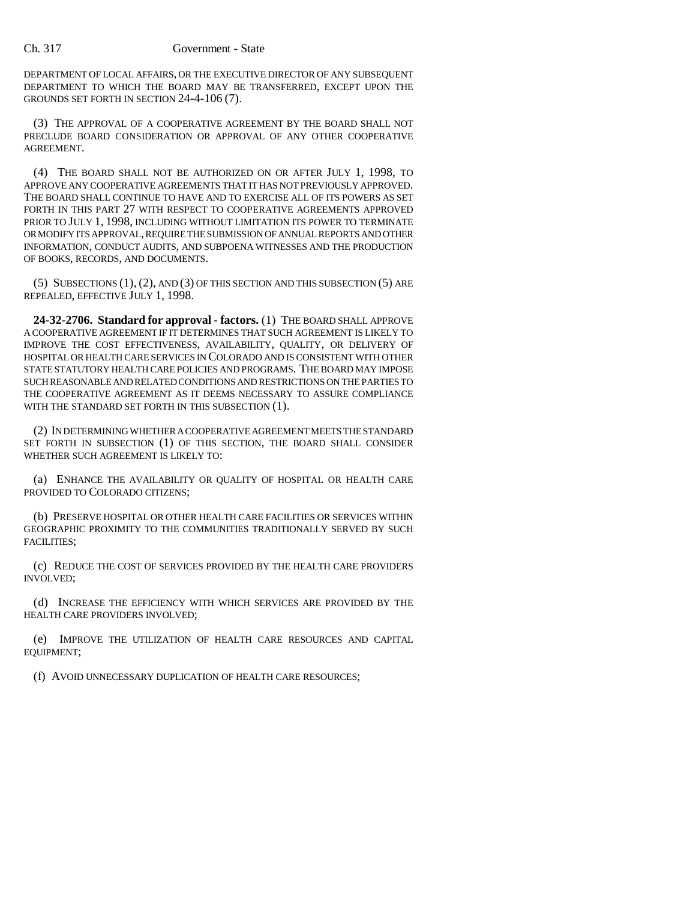DEPARTMENT OF LOCAL AFFAIRS, OR THE EXECUTIVE DIRECTOR OF ANY SUBSEQUENT DEPARTMENT TO WHICH THE BOARD MAY BE TRANSFERRED, EXCEPT UPON THE GROUNDS SET FORTH IN SECTION 24-4-106 (7).

(3) THE APPROVAL OF A COOPERATIVE AGREEMENT BY THE BOARD SHALL NOT PRECLUDE BOARD CONSIDERATION OR APPROVAL OF ANY OTHER COOPERATIVE AGREEMENT.

(4) THE BOARD SHALL NOT BE AUTHORIZED ON OR AFTER JULY 1, 1998, TO APPROVE ANY COOPERATIVE AGREEMENTS THAT IT HAS NOT PREVIOUSLY APPROVED. THE BOARD SHALL CONTINUE TO HAVE AND TO EXERCISE ALL OF ITS POWERS AS SET FORTH IN THIS PART 27 WITH RESPECT TO COOPERATIVE AGREEMENTS APPROVED PRIOR TO JULY 1, 1998, INCLUDING WITHOUT LIMITATION ITS POWER TO TERMINATE OR MODIFY ITS APPROVAL, REQUIRE THE SUBMISSION OF ANNUAL REPORTS AND OTHER INFORMATION, CONDUCT AUDITS, AND SUBPOENA WITNESSES AND THE PRODUCTION OF BOOKS, RECORDS, AND DOCUMENTS.

(5) SUBSECTIONS (1), (2), AND (3) OF THIS SECTION AND THIS SUBSECTION (5) ARE REPEALED, EFFECTIVE JULY 1, 1998.

**24-32-2706. Standard for approval - factors.** (1) THE BOARD SHALL APPROVE A COOPERATIVE AGREEMENT IF IT DETERMINES THAT SUCH AGREEMENT IS LIKELY TO IMPROVE THE COST EFFECTIVENESS, AVAILABILITY, QUALITY, OR DELIVERY OF HOSPITAL OR HEALTH CARE SERVICES IN COLORADO AND IS CONSISTENT WITH OTHER STATE STATUTORY HEALTH CARE POLICIES AND PROGRAMS. THE BOARD MAY IMPOSE SUCH REASONABLE AND RELATED CONDITIONS AND RESTRICTIONS ON THE PARTIES TO THE COOPERATIVE AGREEMENT AS IT DEEMS NECESSARY TO ASSURE COMPLIANCE WITH THE STANDARD SET FORTH IN THIS SUBSECTION (1).

(2) IN DETERMINING WHETHER A COOPERATIVE AGREEMENT MEETS THE STANDARD SET FORTH IN SUBSECTION (1) OF THIS SECTION, THE BOARD SHALL CONSIDER WHETHER SUCH AGREEMENT IS LIKELY TO:

(a) ENHANCE THE AVAILABILITY OR QUALITY OF HOSPITAL OR HEALTH CARE PROVIDED TO COLORADO CITIZENS;

(b) PRESERVE HOSPITAL OR OTHER HEALTH CARE FACILITIES OR SERVICES WITHIN GEOGRAPHIC PROXIMITY TO THE COMMUNITIES TRADITIONALLY SERVED BY SUCH FACILITIES;

(c) REDUCE THE COST OF SERVICES PROVIDED BY THE HEALTH CARE PROVIDERS INVOLVED;

(d) INCREASE THE EFFICIENCY WITH WHICH SERVICES ARE PROVIDED BY THE HEALTH CARE PROVIDERS INVOLVED;

(e) IMPROVE THE UTILIZATION OF HEALTH CARE RESOURCES AND CAPITAL EQUIPMENT;

(f) AVOID UNNECESSARY DUPLICATION OF HEALTH CARE RESOURCES;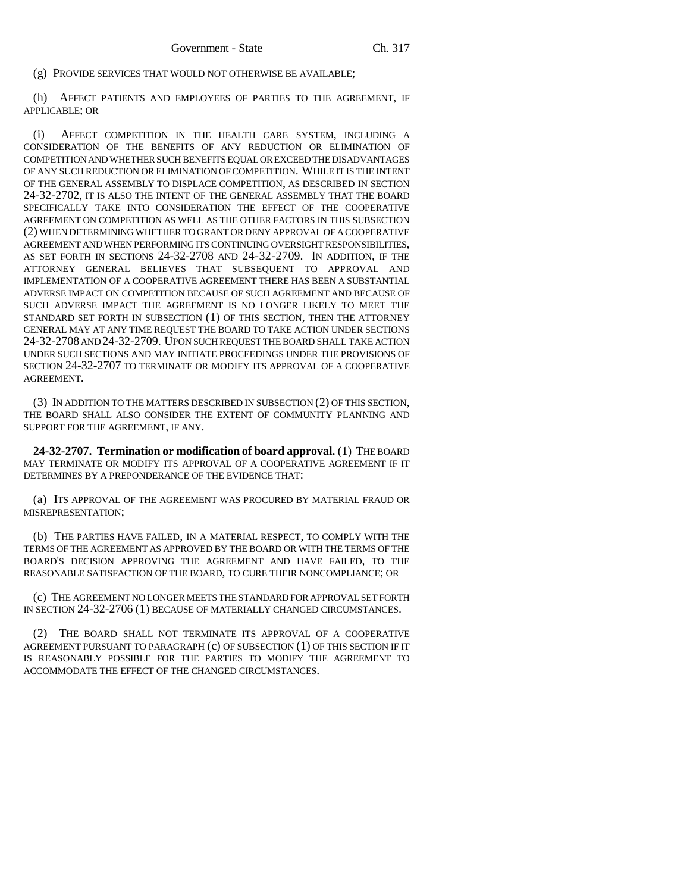(g) PROVIDE SERVICES THAT WOULD NOT OTHERWISE BE AVAILABLE;

(h) AFFECT PATIENTS AND EMPLOYEES OF PARTIES TO THE AGREEMENT, IF APPLICABLE; OR

(i) AFFECT COMPETITION IN THE HEALTH CARE SYSTEM, INCLUDING A CONSIDERATION OF THE BENEFITS OF ANY REDUCTION OR ELIMINATION OF COMPETITION AND WHETHER SUCH BENEFITS EQUAL OR EXCEED THE DISADVANTAGES OF ANY SUCH REDUCTION OR ELIMINATION OF COMPETITION. WHILE IT IS THE INTENT OF THE GENERAL ASSEMBLY TO DISPLACE COMPETITION, AS DESCRIBED IN SECTION 24-32-2702, IT IS ALSO THE INTENT OF THE GENERAL ASSEMBLY THAT THE BOARD SPECIFICALLY TAKE INTO CONSIDERATION THE EFFECT OF THE COOPERATIVE AGREEMENT ON COMPETITION AS WELL AS THE OTHER FACTORS IN THIS SUBSECTION (2) WHEN DETERMINING WHETHER TO GRANT OR DENY APPROVAL OF A COOPERATIVE AGREEMENT AND WHEN PERFORMING ITS CONTINUING OVERSIGHT RESPONSIBILITIES, AS SET FORTH IN SECTIONS 24-32-2708 AND 24-32-2709. IN ADDITION, IF THE ATTORNEY GENERAL BELIEVES THAT SUBSEQUENT TO APPROVAL AND IMPLEMENTATION OF A COOPERATIVE AGREEMENT THERE HAS BEEN A SUBSTANTIAL ADVERSE IMPACT ON COMPETITION BECAUSE OF SUCH AGREEMENT AND BECAUSE OF SUCH ADVERSE IMPACT THE AGREEMENT IS NO LONGER LIKELY TO MEET THE STANDARD SET FORTH IN SUBSECTION (1) OF THIS SECTION, THEN THE ATTORNEY GENERAL MAY AT ANY TIME REQUEST THE BOARD TO TAKE ACTION UNDER SECTIONS 24-32-2708 AND 24-32-2709. UPON SUCH REQUEST THE BOARD SHALL TAKE ACTION UNDER SUCH SECTIONS AND MAY INITIATE PROCEEDINGS UNDER THE PROVISIONS OF SECTION 24-32-2707 TO TERMINATE OR MODIFY ITS APPROVAL OF A COOPERATIVE AGREEMENT.

(3) IN ADDITION TO THE MATTERS DESCRIBED IN SUBSECTION (2) OF THIS SECTION, THE BOARD SHALL ALSO CONSIDER THE EXTENT OF COMMUNITY PLANNING AND SUPPORT FOR THE AGREEMENT, IF ANY.

**24-32-2707. Termination or modification of board approval.** (1) THE BOARD MAY TERMINATE OR MODIFY ITS APPROVAL OF A COOPERATIVE AGREEMENT IF IT DETERMINES BY A PREPONDERANCE OF THE EVIDENCE THAT:

(a) ITS APPROVAL OF THE AGREEMENT WAS PROCURED BY MATERIAL FRAUD OR MISREPRESENTATION;

(b) THE PARTIES HAVE FAILED, IN A MATERIAL RESPECT, TO COMPLY WITH THE TERMS OF THE AGREEMENT AS APPROVED BY THE BOARD OR WITH THE TERMS OF THE BOARD'S DECISION APPROVING THE AGREEMENT AND HAVE FAILED, TO THE REASONABLE SATISFACTION OF THE BOARD, TO CURE THEIR NONCOMPLIANCE; OR

(c) THE AGREEMENT NO LONGER MEETS THE STANDARD FOR APPROVAL SET FORTH IN SECTION 24-32-2706 (1) BECAUSE OF MATERIALLY CHANGED CIRCUMSTANCES.

(2) THE BOARD SHALL NOT TERMINATE ITS APPROVAL OF A COOPERATIVE AGREEMENT PURSUANT TO PARAGRAPH (c) OF SUBSECTION (1) OF THIS SECTION IF IT IS REASONABLY POSSIBLE FOR THE PARTIES TO MODIFY THE AGREEMENT TO ACCOMMODATE THE EFFECT OF THE CHANGED CIRCUMSTANCES.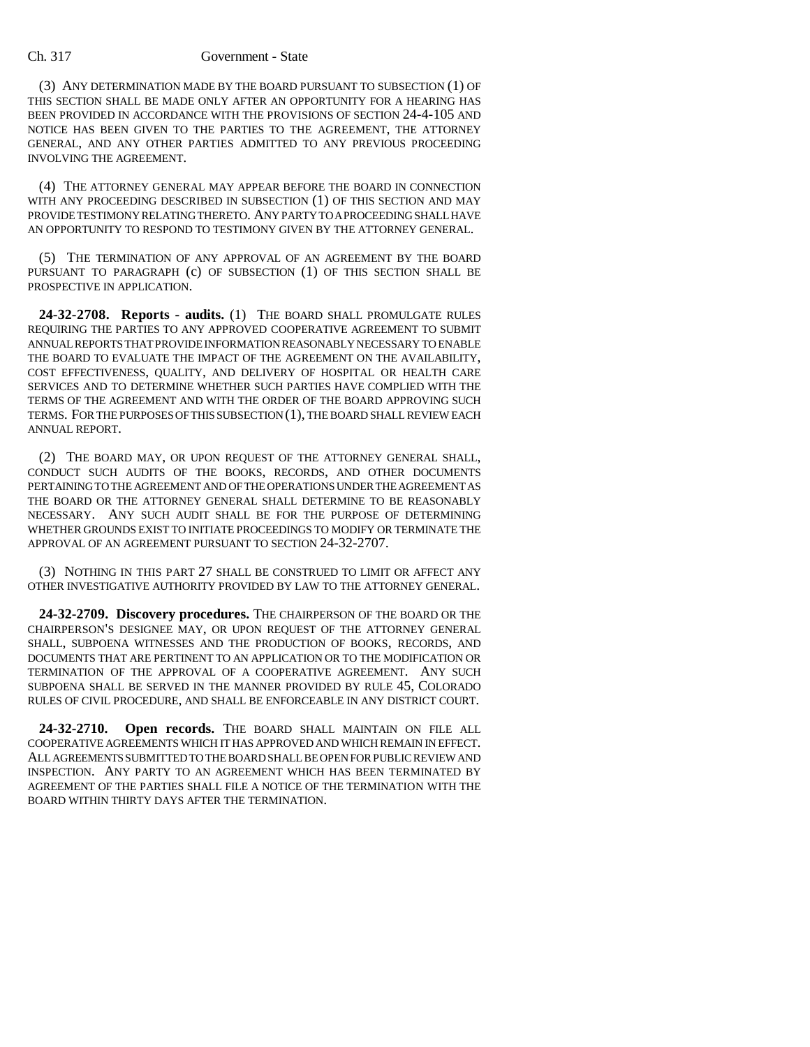(3) ANY DETERMINATION MADE BY THE BOARD PURSUANT TO SUBSECTION (1) OF THIS SECTION SHALL BE MADE ONLY AFTER AN OPPORTUNITY FOR A HEARING HAS BEEN PROVIDED IN ACCORDANCE WITH THE PROVISIONS OF SECTION 24-4-105 AND NOTICE HAS BEEN GIVEN TO THE PARTIES TO THE AGREEMENT, THE ATTORNEY GENERAL, AND ANY OTHER PARTIES ADMITTED TO ANY PREVIOUS PROCEEDING INVOLVING THE AGREEMENT.

(4) THE ATTORNEY GENERAL MAY APPEAR BEFORE THE BOARD IN CONNECTION WITH ANY PROCEEDING DESCRIBED IN SUBSECTION (1) OF THIS SECTION AND MAY PROVIDE TESTIMONY RELATING THERETO. ANY PARTY TO A PROCEEDING SHALL HAVE AN OPPORTUNITY TO RESPOND TO TESTIMONY GIVEN BY THE ATTORNEY GENERAL.

(5) THE TERMINATION OF ANY APPROVAL OF AN AGREEMENT BY THE BOARD PURSUANT TO PARAGRAPH (c) OF SUBSECTION (1) OF THIS SECTION SHALL BE PROSPECTIVE IN APPLICATION.

**24-32-2708. Reports - audits.** (1) THE BOARD SHALL PROMULGATE RULES REQUIRING THE PARTIES TO ANY APPROVED COOPERATIVE AGREEMENT TO SUBMIT ANNUAL REPORTS THAT PROVIDE INFORMATION REASONABLY NECESSARY TO ENABLE THE BOARD TO EVALUATE THE IMPACT OF THE AGREEMENT ON THE AVAILABILITY, COST EFFECTIVENESS, QUALITY, AND DELIVERY OF HOSPITAL OR HEALTH CARE SERVICES AND TO DETERMINE WHETHER SUCH PARTIES HAVE COMPLIED WITH THE TERMS OF THE AGREEMENT AND WITH THE ORDER OF THE BOARD APPROVING SUCH TERMS. FOR THE PURPOSES OF THIS SUBSECTION (1), THE BOARD SHALL REVIEW EACH ANNUAL REPORT.

(2) THE BOARD MAY, OR UPON REQUEST OF THE ATTORNEY GENERAL SHALL, CONDUCT SUCH AUDITS OF THE BOOKS, RECORDS, AND OTHER DOCUMENTS PERTAINING TO THE AGREEMENT AND OF THE OPERATIONS UNDER THE AGREEMENT AS THE BOARD OR THE ATTORNEY GENERAL SHALL DETERMINE TO BE REASONABLY NECESSARY. ANY SUCH AUDIT SHALL BE FOR THE PURPOSE OF DETERMINING WHETHER GROUNDS EXIST TO INITIATE PROCEEDINGS TO MODIFY OR TERMINATE THE APPROVAL OF AN AGREEMENT PURSUANT TO SECTION 24-32-2707.

(3) NOTHING IN THIS PART 27 SHALL BE CONSTRUED TO LIMIT OR AFFECT ANY OTHER INVESTIGATIVE AUTHORITY PROVIDED BY LAW TO THE ATTORNEY GENERAL.

**24-32-2709. Discovery procedures.** THE CHAIRPERSON OF THE BOARD OR THE CHAIRPERSON'S DESIGNEE MAY, OR UPON REQUEST OF THE ATTORNEY GENERAL SHALL, SUBPOENA WITNESSES AND THE PRODUCTION OF BOOKS, RECORDS, AND DOCUMENTS THAT ARE PERTINENT TO AN APPLICATION OR TO THE MODIFICATION OR TERMINATION OF THE APPROVAL OF A COOPERATIVE AGREEMENT. ANY SUCH SUBPOENA SHALL BE SERVED IN THE MANNER PROVIDED BY RULE 45, COLORADO RULES OF CIVIL PROCEDURE, AND SHALL BE ENFORCEABLE IN ANY DISTRICT COURT.

**24-32-2710. Open records.** THE BOARD SHALL MAINTAIN ON FILE ALL COOPERATIVE AGREEMENTS WHICH IT HAS APPROVED AND WHICH REMAIN IN EFFECT. ALL AGREEMENTS SUBMITTED TO THE BOARD SHALL BE OPEN FOR PUBLIC REVIEW AND INSPECTION. ANY PARTY TO AN AGREEMENT WHICH HAS BEEN TERMINATED BY AGREEMENT OF THE PARTIES SHALL FILE A NOTICE OF THE TERMINATION WITH THE BOARD WITHIN THIRTY DAYS AFTER THE TERMINATION.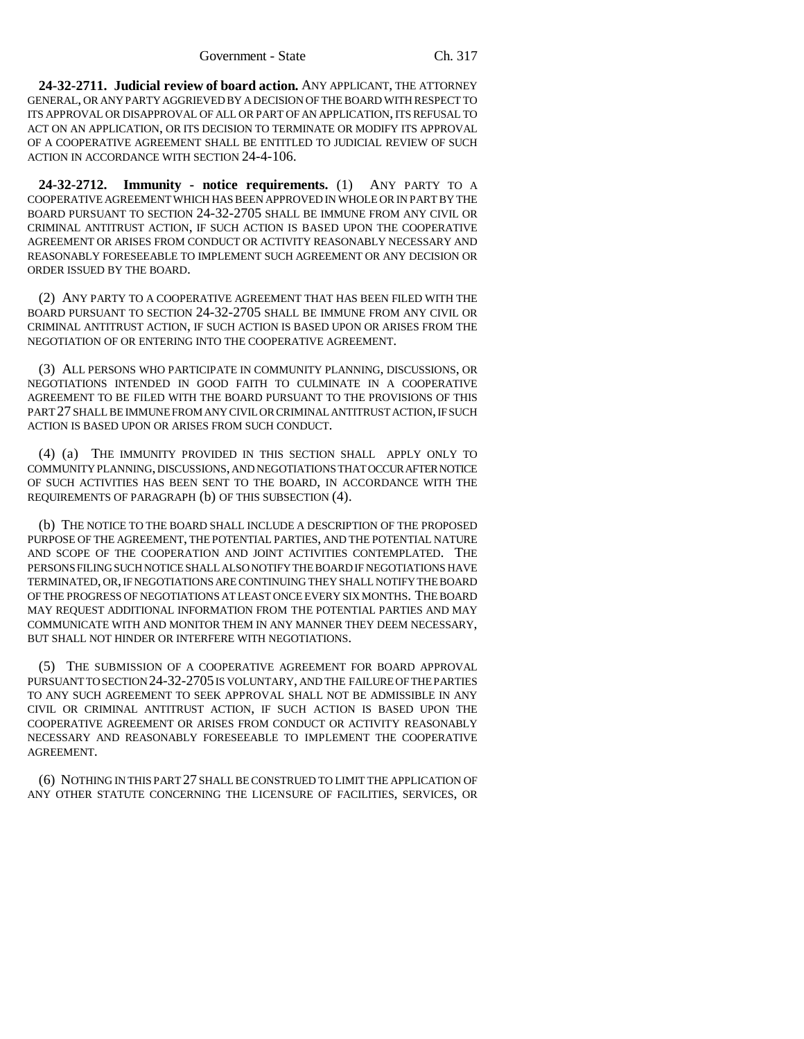**24-32-2711. Judicial review of board action.** ANY APPLICANT, THE ATTORNEY GENERAL, OR ANY PARTY AGGRIEVED BY A DECISION OF THE BOARD WITH RESPECT TO ITS APPROVAL OR DISAPPROVAL OF ALL OR PART OF AN APPLICATION, ITS REFUSAL TO ACT ON AN APPLICATION, OR ITS DECISION TO TERMINATE OR MODIFY ITS APPROVAL OF A COOPERATIVE AGREEMENT SHALL BE ENTITLED TO JUDICIAL REVIEW OF SUCH ACTION IN ACCORDANCE WITH SECTION 24-4-106.

**24-32-2712. Immunity - notice requirements.** (1) ANY PARTY TO A COOPERATIVE AGREEMENT WHICH HAS BEEN APPROVED IN WHOLE OR IN PART BY THE BOARD PURSUANT TO SECTION 24-32-2705 SHALL BE IMMUNE FROM ANY CIVIL OR CRIMINAL ANTITRUST ACTION, IF SUCH ACTION IS BASED UPON THE COOPERATIVE AGREEMENT OR ARISES FROM CONDUCT OR ACTIVITY REASONABLY NECESSARY AND REASONABLY FORESEEABLE TO IMPLEMENT SUCH AGREEMENT OR ANY DECISION OR ORDER ISSUED BY THE BOARD.

(2) ANY PARTY TO A COOPERATIVE AGREEMENT THAT HAS BEEN FILED WITH THE BOARD PURSUANT TO SECTION 24-32-2705 SHALL BE IMMUNE FROM ANY CIVIL OR CRIMINAL ANTITRUST ACTION, IF SUCH ACTION IS BASED UPON OR ARISES FROM THE NEGOTIATION OF OR ENTERING INTO THE COOPERATIVE AGREEMENT.

(3) ALL PERSONS WHO PARTICIPATE IN COMMUNITY PLANNING, DISCUSSIONS, OR NEGOTIATIONS INTENDED IN GOOD FAITH TO CULMINATE IN A COOPERATIVE AGREEMENT TO BE FILED WITH THE BOARD PURSUANT TO THE PROVISIONS OF THIS PART 27 SHALL BE IMMUNE FROM ANY CIVIL OR CRIMINAL ANTITRUST ACTION, IF SUCH ACTION IS BASED UPON OR ARISES FROM SUCH CONDUCT.

(4) (a) THE IMMUNITY PROVIDED IN THIS SECTION SHALL APPLY ONLY TO COMMUNITY PLANNING, DISCUSSIONS, AND NEGOTIATIONS THAT OCCUR AFTER NOTICE OF SUCH ACTIVITIES HAS BEEN SENT TO THE BOARD, IN ACCORDANCE WITH THE REQUIREMENTS OF PARAGRAPH (b) OF THIS SUBSECTION (4).

(b) THE NOTICE TO THE BOARD SHALL INCLUDE A DESCRIPTION OF THE PROPOSED PURPOSE OF THE AGREEMENT, THE POTENTIAL PARTIES, AND THE POTENTIAL NATURE AND SCOPE OF THE COOPERATION AND JOINT ACTIVITIES CONTEMPLATED. THE PERSONS FILING SUCH NOTICE SHALL ALSO NOTIFY THE BOARD IF NEGOTIATIONS HAVE TERMINATED, OR, IF NEGOTIATIONS ARE CONTINUING THEY SHALL NOTIFY THE BOARD OF THE PROGRESS OF NEGOTIATIONS AT LEAST ONCE EVERY SIX MONTHS. THE BOARD MAY REQUEST ADDITIONAL INFORMATION FROM THE POTENTIAL PARTIES AND MAY COMMUNICATE WITH AND MONITOR THEM IN ANY MANNER THEY DEEM NECESSARY, BUT SHALL NOT HINDER OR INTERFERE WITH NEGOTIATIONS.

(5) THE SUBMISSION OF A COOPERATIVE AGREEMENT FOR BOARD APPROVAL PURSUANT TO SECTION 24-32-2705 IS VOLUNTARY, AND THE FAILURE OF THE PARTIES TO ANY SUCH AGREEMENT TO SEEK APPROVAL SHALL NOT BE ADMISSIBLE IN ANY CIVIL OR CRIMINAL ANTITRUST ACTION, IF SUCH ACTION IS BASED UPON THE COOPERATIVE AGREEMENT OR ARISES FROM CONDUCT OR ACTIVITY REASONABLY NECESSARY AND REASONABLY FORESEEABLE TO IMPLEMENT THE COOPERATIVE AGREEMENT.

(6) NOTHING IN THIS PART 27 SHALL BE CONSTRUED TO LIMIT THE APPLICATION OF ANY OTHER STATUTE CONCERNING THE LICENSURE OF FACILITIES, SERVICES, OR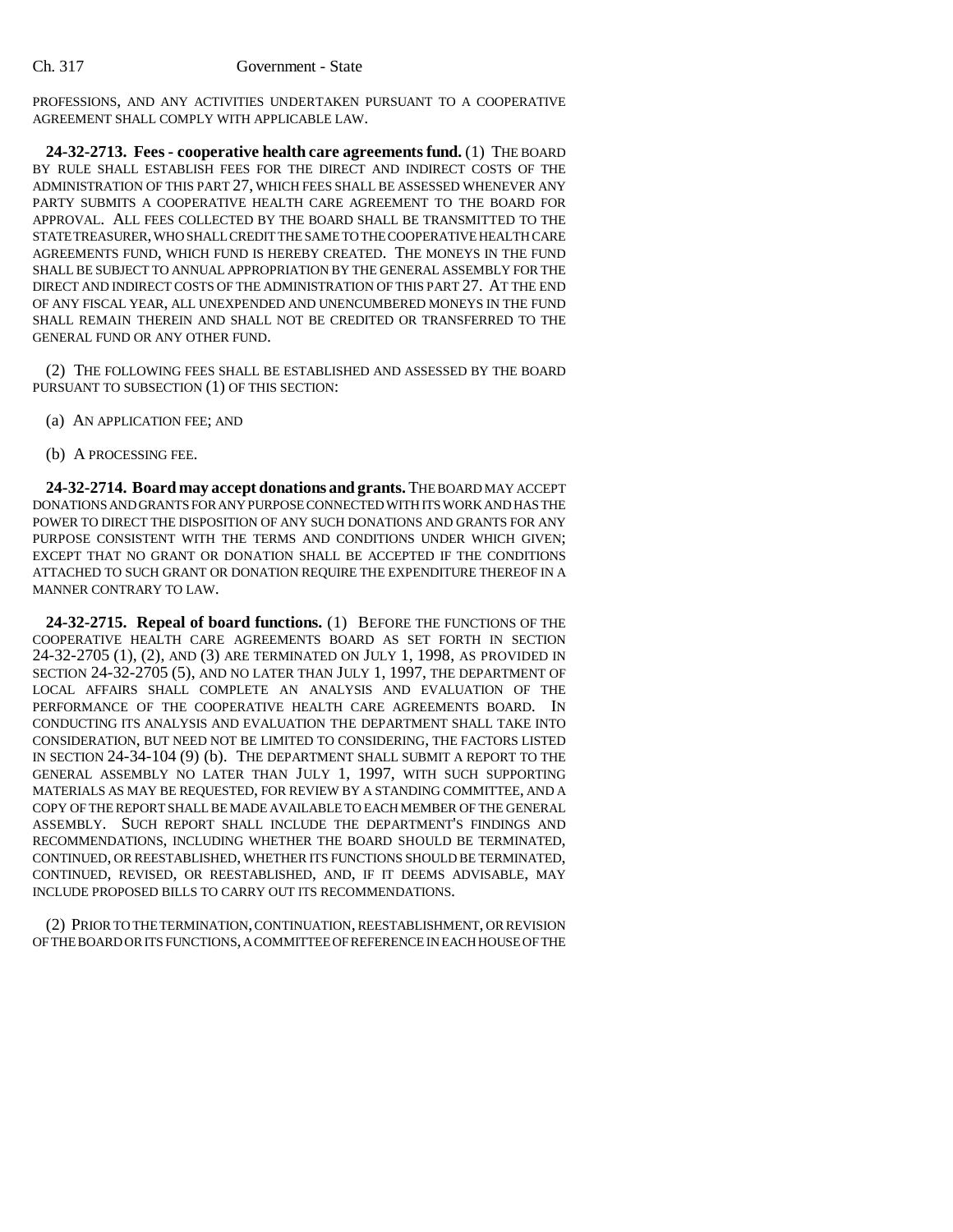PROFESSIONS, AND ANY ACTIVITIES UNDERTAKEN PURSUANT TO A COOPERATIVE AGREEMENT SHALL COMPLY WITH APPLICABLE LAW.

**24-32-2713. Fees - cooperative health care agreements fund.** (1) THE BOARD BY RULE SHALL ESTABLISH FEES FOR THE DIRECT AND INDIRECT COSTS OF THE ADMINISTRATION OF THIS PART 27, WHICH FEES SHALL BE ASSESSED WHENEVER ANY PARTY SUBMITS A COOPERATIVE HEALTH CARE AGREEMENT TO THE BOARD FOR APPROVAL. ALL FEES COLLECTED BY THE BOARD SHALL BE TRANSMITTED TO THE STATE TREASURER, WHO SHALL CREDIT THE SAME TO THE COOPERATIVE HEALTH CARE AGREEMENTS FUND, WHICH FUND IS HEREBY CREATED. THE MONEYS IN THE FUND SHALL BE SUBJECT TO ANNUAL APPROPRIATION BY THE GENERAL ASSEMBLY FOR THE DIRECT AND INDIRECT COSTS OF THE ADMINISTRATION OF THIS PART 27. AT THE END OF ANY FISCAL YEAR, ALL UNEXPENDED AND UNENCUMBERED MONEYS IN THE FUND SHALL REMAIN THEREIN AND SHALL NOT BE CREDITED OR TRANSFERRED TO THE GENERAL FUND OR ANY OTHER FUND.

(2) THE FOLLOWING FEES SHALL BE ESTABLISHED AND ASSESSED BY THE BOARD PURSUANT TO SUBSECTION (1) OF THIS SECTION:

(a) AN APPLICATION FEE; AND

(b) A PROCESSING FEE.

**24-32-2714. Board may accept donations and grants.** THE BOARD MAY ACCEPT DONATIONS AND GRANTS FOR ANY PURPOSE CONNECTED WITH ITS WORK AND HAS THE POWER TO DIRECT THE DISPOSITION OF ANY SUCH DONATIONS AND GRANTS FOR ANY PURPOSE CONSISTENT WITH THE TERMS AND CONDITIONS UNDER WHICH GIVEN; EXCEPT THAT NO GRANT OR DONATION SHALL BE ACCEPTED IF THE CONDITIONS ATTACHED TO SUCH GRANT OR DONATION REQUIRE THE EXPENDITURE THEREOF IN A MANNER CONTRARY TO LAW.

**24-32-2715. Repeal of board functions.** (1) BEFORE THE FUNCTIONS OF THE COOPERATIVE HEALTH CARE AGREEMENTS BOARD AS SET FORTH IN SECTION 24-32-2705 (1), (2), AND (3) ARE TERMINATED ON JULY 1, 1998, AS PROVIDED IN SECTION 24-32-2705 (5), AND NO LATER THAN JULY 1, 1997, THE DEPARTMENT OF LOCAL AFFAIRS SHALL COMPLETE AN ANALYSIS AND EVALUATION OF THE PERFORMANCE OF THE COOPERATIVE HEALTH CARE AGREEMENTS BOARD. IN CONDUCTING ITS ANALYSIS AND EVALUATION THE DEPARTMENT SHALL TAKE INTO CONSIDERATION, BUT NEED NOT BE LIMITED TO CONSIDERING, THE FACTORS LISTED IN SECTION 24-34-104 (9) (b). THE DEPARTMENT SHALL SUBMIT A REPORT TO THE GENERAL ASSEMBLY NO LATER THAN JULY 1, 1997, WITH SUCH SUPPORTING MATERIALS AS MAY BE REQUESTED, FOR REVIEW BY A STANDING COMMITTEE, AND A COPY OF THE REPORT SHALL BE MADE AVAILABLE TO EACH MEMBER OF THE GENERAL ASSEMBLY. SUCH REPORT SHALL INCLUDE THE DEPARTMENT'S FINDINGS AND RECOMMENDATIONS, INCLUDING WHETHER THE BOARD SHOULD BE TERMINATED, CONTINUED, OR REESTABLISHED, WHETHER ITS FUNCTIONS SHOULD BE TERMINATED, CONTINUED, REVISED, OR REESTABLISHED, AND, IF IT DEEMS ADVISABLE, MAY INCLUDE PROPOSED BILLS TO CARRY OUT ITS RECOMMENDATIONS.

(2) PRIOR TO THE TERMINATION, CONTINUATION, REESTABLISHMENT, OR REVISION OF THE BOARD OR ITS FUNCTIONS, A COMMITTEE OF REFERENCE IN EACH HOUSE OF THE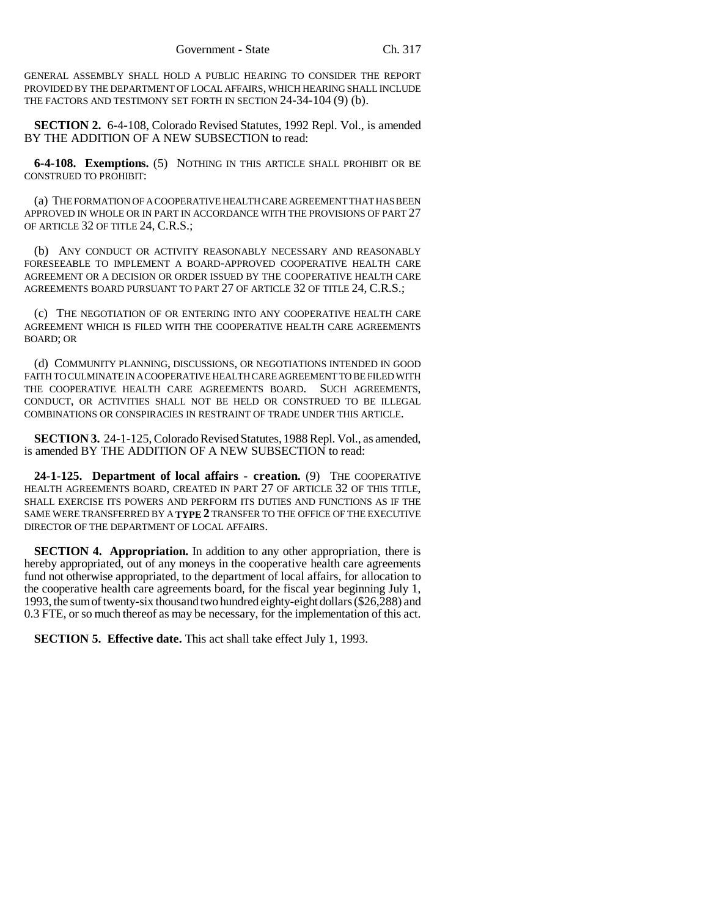GENERAL ASSEMBLY SHALL HOLD A PUBLIC HEARING TO CONSIDER THE REPORT PROVIDED BY THE DEPARTMENT OF LOCAL AFFAIRS, WHICH HEARING SHALL INCLUDE THE FACTORS AND TESTIMONY SET FORTH IN SECTION 24-34-104 (9) (b).

**SECTION 2.** 6-4-108, Colorado Revised Statutes, 1992 Repl. Vol., is amended BY THE ADDITION OF A NEW SUBSECTION to read:

**6-4-108. Exemptions.** (5) NOTHING IN THIS ARTICLE SHALL PROHIBIT OR BE CONSTRUED TO PROHIBIT:

(a) THE FORMATION OF A COOPERATIVE HEALTH CARE AGREEMENT THAT HAS BEEN APPROVED IN WHOLE OR IN PART IN ACCORDANCE WITH THE PROVISIONS OF PART 27 OF ARTICLE 32 OF TITLE 24, C.R.S.;

(b) ANY CONDUCT OR ACTIVITY REASONABLY NECESSARY AND REASONABLY FORESEEABLE TO IMPLEMENT A BOARD-APPROVED COOPERATIVE HEALTH CARE AGREEMENT OR A DECISION OR ORDER ISSUED BY THE COOPERATIVE HEALTH CARE AGREEMENTS BOARD PURSUANT TO PART 27 OF ARTICLE 32 OF TITLE 24, C.R.S.;

(c) THE NEGOTIATION OF OR ENTERING INTO ANY COOPERATIVE HEALTH CARE AGREEMENT WHICH IS FILED WITH THE COOPERATIVE HEALTH CARE AGREEMENTS BOARD; OR

(d) COMMUNITY PLANNING, DISCUSSIONS, OR NEGOTIATIONS INTENDED IN GOOD FAITH TO CULMINATE IN A COOPERATIVE HEALTH CARE AGREEMENT TO BE FILED WITH THE COOPERATIVE HEALTH CARE AGREEMENTS BOARD. SUCH AGREEMENTS, CONDUCT, OR ACTIVITIES SHALL NOT BE HELD OR CONSTRUED TO BE ILLEGAL COMBINATIONS OR CONSPIRACIES IN RESTRAINT OF TRADE UNDER THIS ARTICLE.

**SECTION 3.** 24-1-125, Colorado Revised Statutes, 1988 Repl. Vol., as amended, is amended BY THE ADDITION OF A NEW SUBSECTION to read:

**24-1-125. Department of local affairs - creation.** (9) THE COOPERATIVE HEALTH AGREEMENTS BOARD, CREATED IN PART 27 OF ARTICLE 32 OF THIS TITLE, SHALL EXERCISE ITS POWERS AND PERFORM ITS DUTIES AND FUNCTIONS AS IF THE SAME WERE TRANSFERRED BY A **TYPE 2** TRANSFER TO THE OFFICE OF THE EXECUTIVE DIRECTOR OF THE DEPARTMENT OF LOCAL AFFAIRS.

**SECTION 4. Appropriation.** In addition to any other appropriation, there is hereby appropriated, out of any moneys in the cooperative health care agreements fund not otherwise appropriated, to the department of local affairs, for allocation to the cooperative health care agreements board, for the fiscal year beginning July 1, 1993, the sum of twenty-six thousand two hundred eighty-eight dollars ($26,288) and 0.3 FTE, or so much thereof as may be necessary, for the implementation of this act.

**SECTION 5. Effective date.** This act shall take effect July 1, 1993.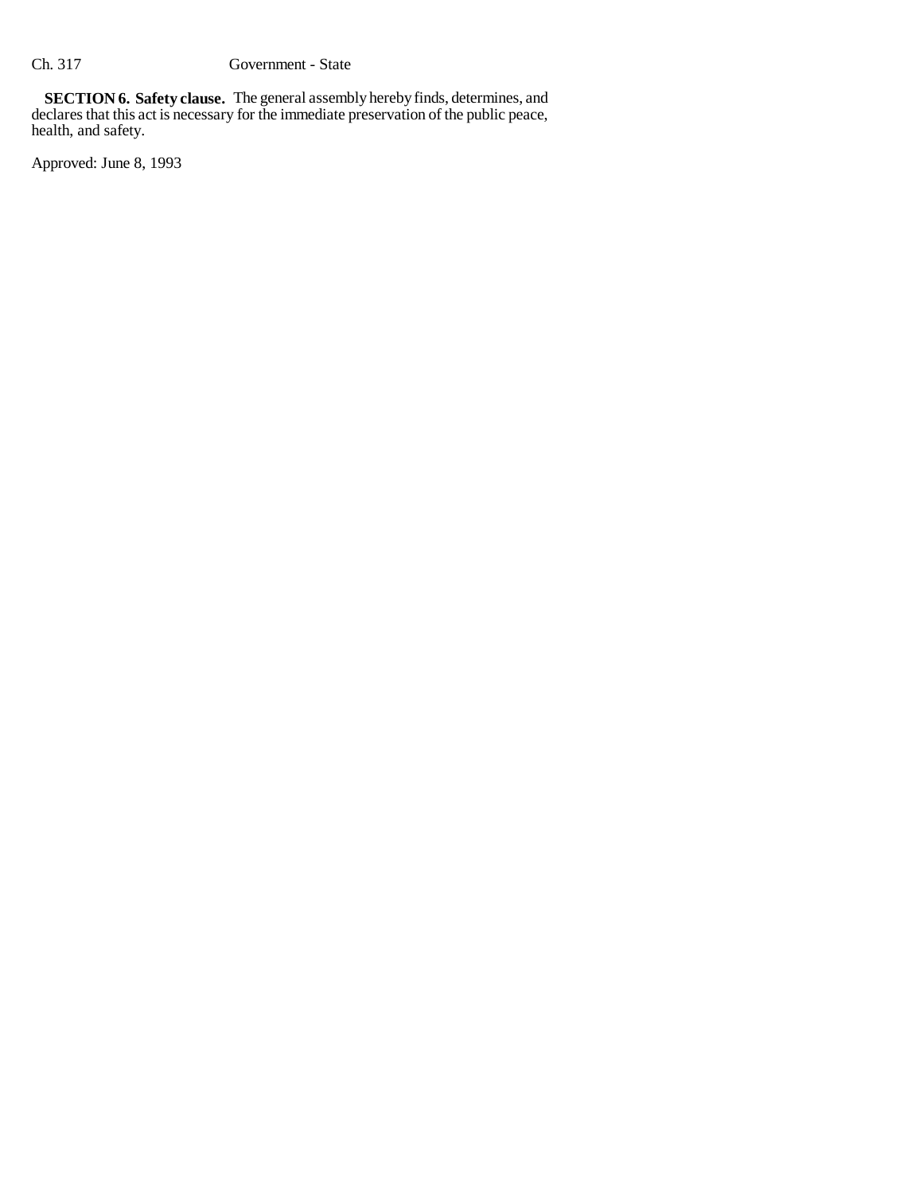**SECTION 6. Safety clause.** The general assembly hereby finds, determines, and declares that this act is necessary for the immediate preservation of the public peace, health, and safety.

Approved: June 8, 1993